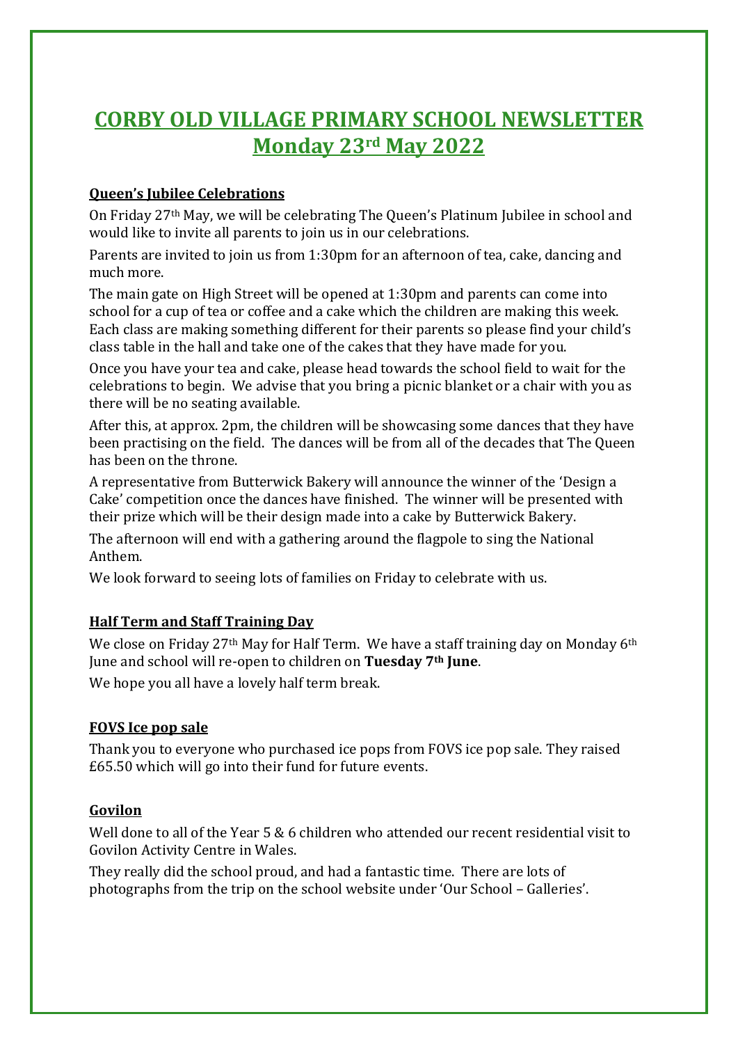# CORBY OLD VILLAGE PRIMARY SCHOOL NEWSLETTER
# Monday 23rd May 2022

### Queen's Jubilee Celebrations

On Friday 27th May, we will be celebrating The Queen's Platinum Jubilee in school and would like to invite all parents to join us in our celebrations.

Parents are invited to join us from 1:30pm for an afternoon of tea, cake, dancing and much more.

The main gate on High Street will be opened at 1:30pm and parents can come into school for a cup of tea or coffee and a cake which the children are making this week. Each class are making something different for their parents so please find your child's class table in the hall and take one of the cakes that they have made for you.

Once you have your tea and cake, please head towards the school field to wait for the celebrations to begin. We advise that you bring a picnic blanket or a chair with you as there will be no seating available.

After this, at approx. 2pm, the children will be showcasing some dances that they have been practising on the field. The dances will be from all of the decades that The Queen has been on the throne.

A representative from Butterwick Bakery will announce the winner of the 'Design a Cake' competition once the dances have finished. The winner will be presented with their prize which will be their design made into a cake by Butterwick Bakery.

The afternoon will end with a gathering around the flagpole to sing the National Anthem.

We look forward to seeing lots of families on Friday to celebrate with us.

### Half Term and Staff Training Day

We close on Friday 27th May for Half Term. We have a staff training day on Monday 6th June and school will re-open to children on **Tuesday 7th June**.

We hope you all have a lovely half term break.

### FOVS Ice pop sale

Thank you to everyone who purchased ice pops from FOVS ice pop sale. They raised £65.50 which will go into their fund for future events.

### Govilon

Well done to all of the Year 5 & 6 children who attended our recent residential visit to Govilon Activity Centre in Wales.

They really did the school proud, and had a fantastic time. There are lots of photographs from the trip on the school website under 'Our School – Galleries'.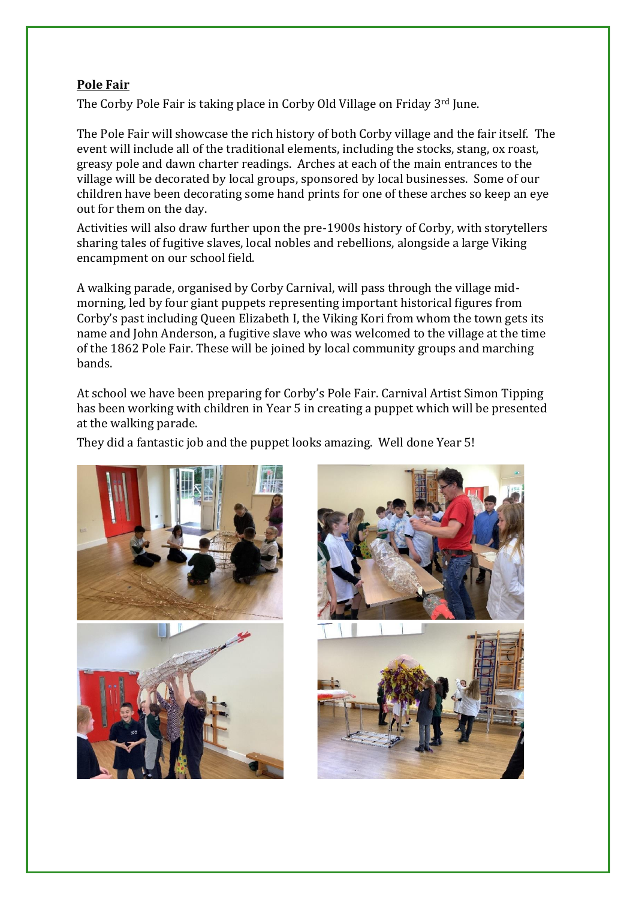**Pole Fair**

The Corby Pole Fair is taking place in Corby Old Village on Friday 3rd June.

The Pole Fair will showcase the rich history of both Corby village and the fair itself. The event will include all of the traditional elements, including the stocks, stang, ox roast, greasy pole and dawn charter readings. Arches at each of the main entrances to the village will be decorated by local groups, sponsored by local businesses. Some of our children have been decorating some hand prints for one of these arches so keep an eye out for them on the day.

Activities will also draw further upon the pre-1900s history of Corby, with storytellers sharing tales of fugitive slaves, local nobles and rebellions, alongside a large Viking encampment on our school field.

A walking parade, organised by Corby Carnival, will pass through the village mid-morning, led by four giant puppets representing important historical figures from Corby's past including Queen Elizabeth I, the Viking Kori from whom the town gets its name and John Anderson, a fugitive slave who was welcomed to the village at the time of the 1862 Pole Fair. These will be joined by local community groups and marching bands.

At school we have been preparing for Corby's Pole Fair. Carnival Artist Simon Tipping has been working with children in Year 5 in creating a puppet which will be presented at the walking parade.

They did a fantastic job and the puppet looks amazing. Well done Year 5!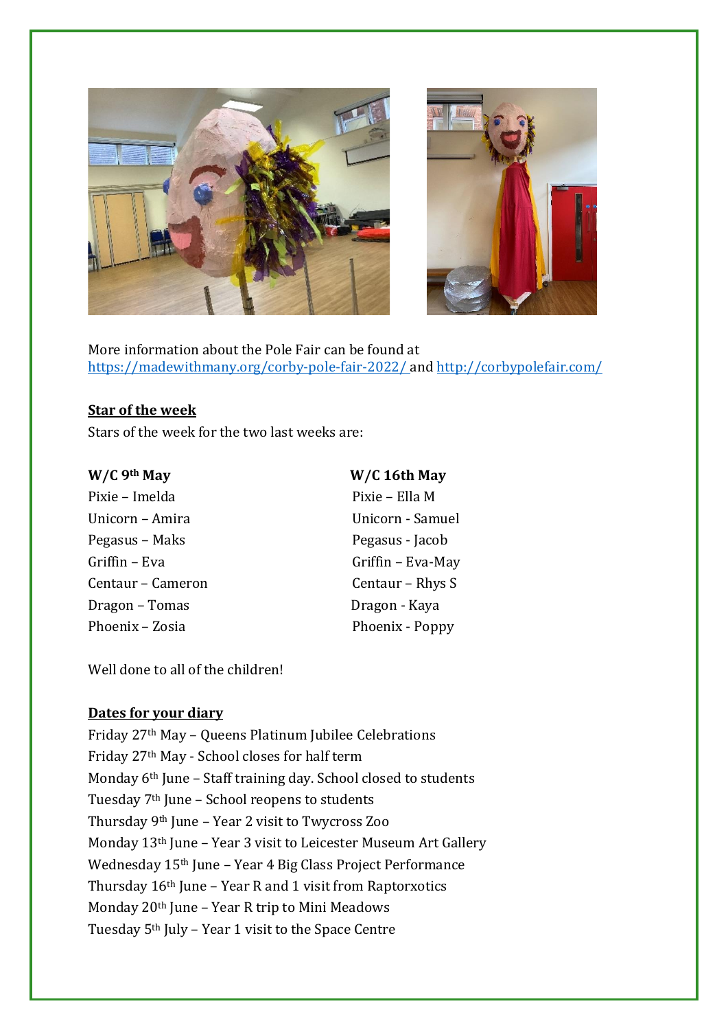More information about the Pole Fair can be found at https://madewithmany.org/corby-pole-fair-2022/ and http://corbypolefair.com/

**Star of the week**

Stars of the week for the two last weeks are:

**W/C 9th May**

Pixie – Imelda
Unicorn – Amira
Pegasus – Maks
Griffin – Eva
Centaur – Cameron
Dragon – Tomas
Phoenix – Zosia

**W/C 16th May**

Pixie – Ella M
Unicorn - Samuel
Pegasus - Jacob
Griffin – Eva-May
Centaur – Rhys S
Dragon - Kaya
Phoenix - Poppy

Well done to all of the children!

**Dates for your diary**

Friday 27th May – Queens Platinum Jubilee Celebrations
Friday 27th May - School closes for half term
Monday 6th June – Staff training day. School closed to students
Tuesday 7th June – School reopens to students
Thursday 9th June – Year 2 visit to Twycross Zoo
Monday 13th June – Year 3 visit to Leicester Museum Art Gallery
Wednesday 15th June – Year 4 Big Class Project Performance
Thursday 16th June – Year R and 1 visit from Raptorxotics
Monday 20th June – Year R trip to Mini Meadows
Tuesday 5th July – Year 1 visit to the Space Centre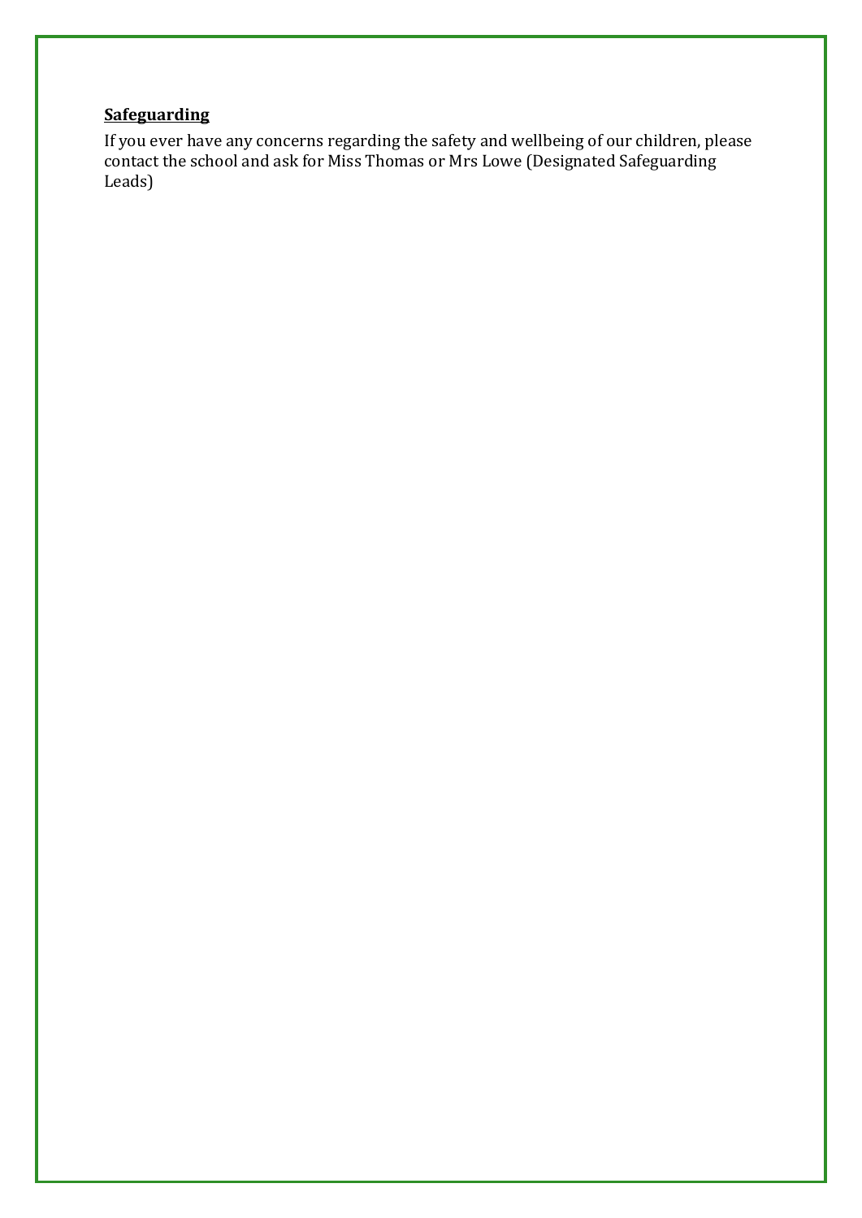**Safeguarding**

If you ever have any concerns regarding the safety and wellbeing of our children, please contact the school and ask for Miss Thomas or Mrs Lowe (Designated Safeguarding Leads)